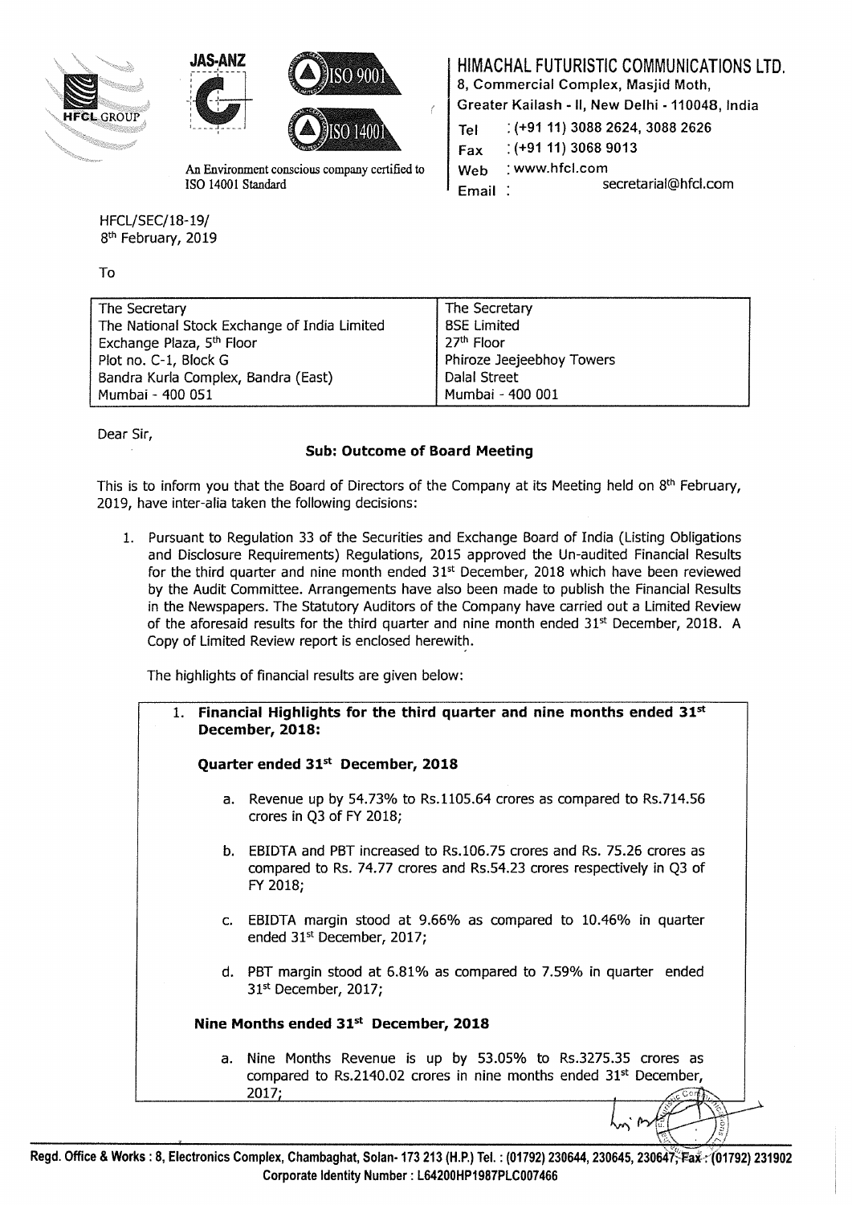**HIMACHAL FUTURISTIC COMMUNICATIONS LTD.**
8, Commercial Complex, Masjid Moth,
Greater Kailash - II, New Delhi - 110048, India
Tel : (+91 11) 3088 2624, 3088 2626
Fax : (+91 11) 3068 9013
Web : www.hfcl.com
Email : secretarial@hfcl.com

An Environment conscious company certified to ISO 14001 Standard

HFCL/SEC/18-19/
8th February, 2019

To

| The Secretary | The Secretary |
|---|---|
| The National Stock Exchange of India Limited | BSE Limited |
| Exchange Plaza, 5th Floor | 27th Floor |
| Plot no. C-1, Block G | Phiroze Jeejeebhoy Towers |
| Bandra Kurla Complex, Bandra (East) | Dalal Street |
| Mumbai - 400 051 | Mumbai - 400 001 |

Dear Sir,

**Sub: Outcome of Board Meeting**

This is to inform you that the Board of Directors of the Company at its Meeting held on 8th February, 2019, have inter-alia taken the following decisions:

1. Pursuant to Regulation 33 of the Securities and Exchange Board of India (Listing Obligations and Disclosure Requirements) Regulations, 2015 approved the Un-audited Financial Results for the third quarter and nine month ended 31st December, 2018 which have been reviewed by the Audit Committee. Arrangements have also been made to publish the Financial Results in the Newspapers. The Statutory Auditors of the Company have carried out a Limited Review of the aforesaid results for the third quarter and nine month ended 31st December, 2018. A Copy of Limited Review report is enclosed herewith.

   The highlights of financial results are given below:

   1. **Financial Highlights for the third quarter and nine months ended 31st December, 2018:**

      **Quarter ended 31st December, 2018**

      a. Revenue up by 54.73% to Rs.1105.64 crores as compared to Rs.714.56 crores in Q3 of FY 2018;

      b. EBIDTA and PBT increased to Rs.106.75 crores and Rs. 75.26 crores as compared to Rs. 74.77 crores and Rs.54.23 crores respectively in Q3 of FY 2018;

      c. EBIDTA margin stood at 9.66% as compared to 10.46% in quarter ended 31st December, 2017;

      d. PBT margin stood at 6.81% as compared to 7.59% in quarter ended 31st December, 2017;

      **Nine Months ended 31st December, 2018**

      a. Nine Months Revenue is up by 53.05% to Rs.3275.35 crores as compared to Rs.2140.02 crores in nine months ended 31st December, 2017;

Regd. Office & Works : 8, Electronics Complex, Chambaghat, Solan- 173 213 (H.P.) Tel. : (01792) 230644, 230645, 230647, Fax : (01792) 231902
Corporate Identity Number : L64200HP1987PLC007466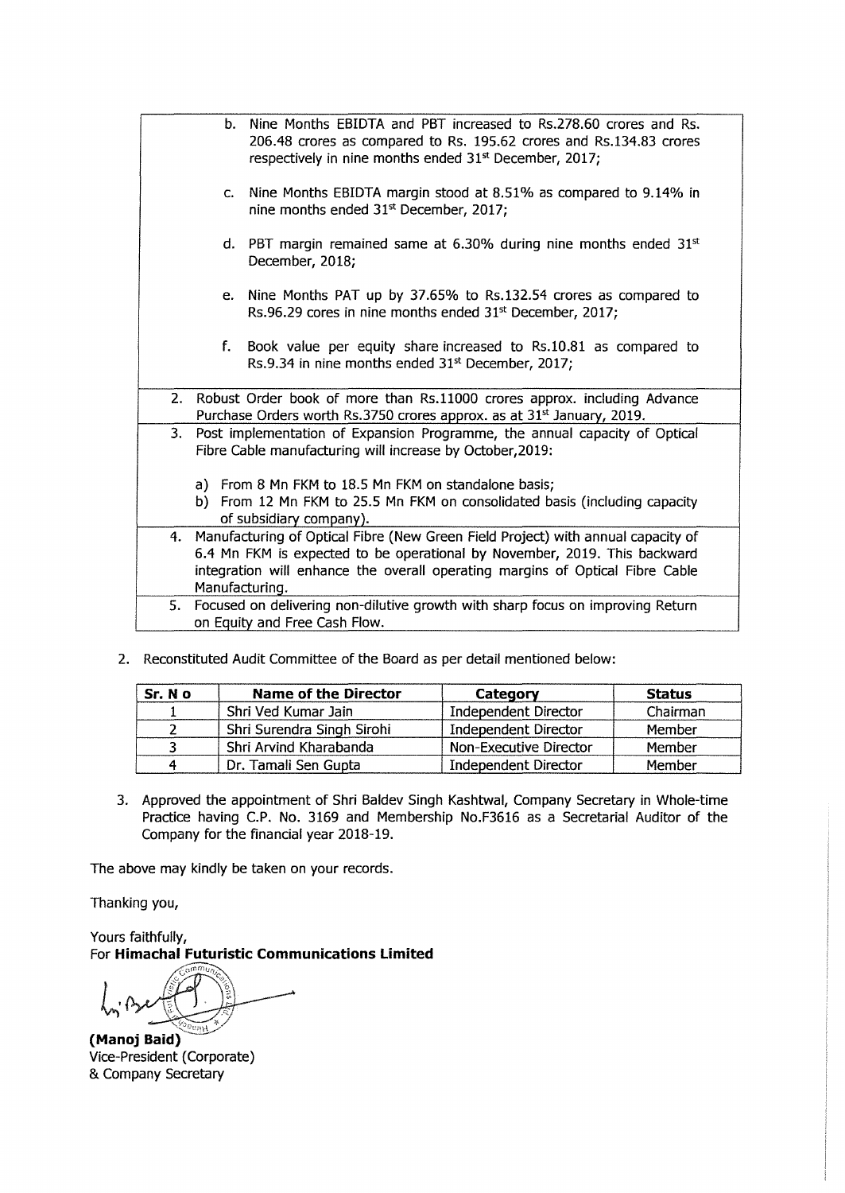| |
|---|
| b. Nine Months EBIDTA and PBT increased to Rs.278.60 crores and Rs. 206.48 crores as compared to Rs. 195.62 crores and Rs.134.83 crores respectively in nine months ended 31st December, 2017;<br><br>c. Nine Months EBIDTA margin stood at 8.51% as compared to 9.14% in nine months ended 31st December, 2017;<br><br>d. PBT margin remained same at 6.30% during nine months ended 31st December, 2018;<br><br>e. Nine Months PAT up by 37.65% to Rs.132.54 crores as compared to Rs.96.29 cores in nine months ended 31st December, 2017;<br><br>f. Book value per equity share increased to Rs.10.81 as compared to Rs.9.34 in nine months ended 31st December, 2017; |
| 2. Robust Order book of more than Rs.11000 crores approx. including Advance Purchase Orders worth Rs.3750 crores approx. as at 31st January, 2019. |
| 3. Post implementation of Expansion Programme, the annual capacity of Optical Fibre Cable manufacturing will increase by October,2019:<br><br>a) From 8 Mn FKM to 18.5 Mn FKM on standalone basis;<br>b) From 12 Mn FKM to 25.5 Mn FKM on consolidated basis (including capacity of subsidiary company). |
| 4. Manufacturing of Optical Fibre (New Green Field Project) with annual capacity of 6.4 Mn FKM is expected to be operational by November, 2019. This backward integration will enhance the overall operating margins of Optical Fibre Cable Manufacturing. |
| 5. Focused on delivering non-dilutive growth with sharp focus on improving Return on Equity and Free Cash Flow. |

2. Reconstituted Audit Committee of the Board as per detail mentioned below:

| Sr. N o | Name of the Director | Category | Status |
|---|---|---|---|
| 1 | Shri Ved Kumar Jain | Independent Director | Chairman |
| 2 | Shri Surendra Singh Sirohi | Independent Director | Member |
| 3 | Shri Arvind Kharabanda | Non-Executive Director | Member |
| 4 | Dr. Tamali Sen Gupta | Independent Director | Member |

3. Approved the appointment of Shri Baldev Singh Kashtwal, Company Secretary in Whole-time Practice having C.P. No. 3169 and Membership No.F3616 as a Secretarial Auditor of the Company for the financial year 2018-19.

The above may kindly be taken on your records.

Thanking you,

Yours faithfully,
For **Himachal Futuristic Communications Limited**

**(Manoj Baid)**
Vice-President (Corporate)
& Company Secretary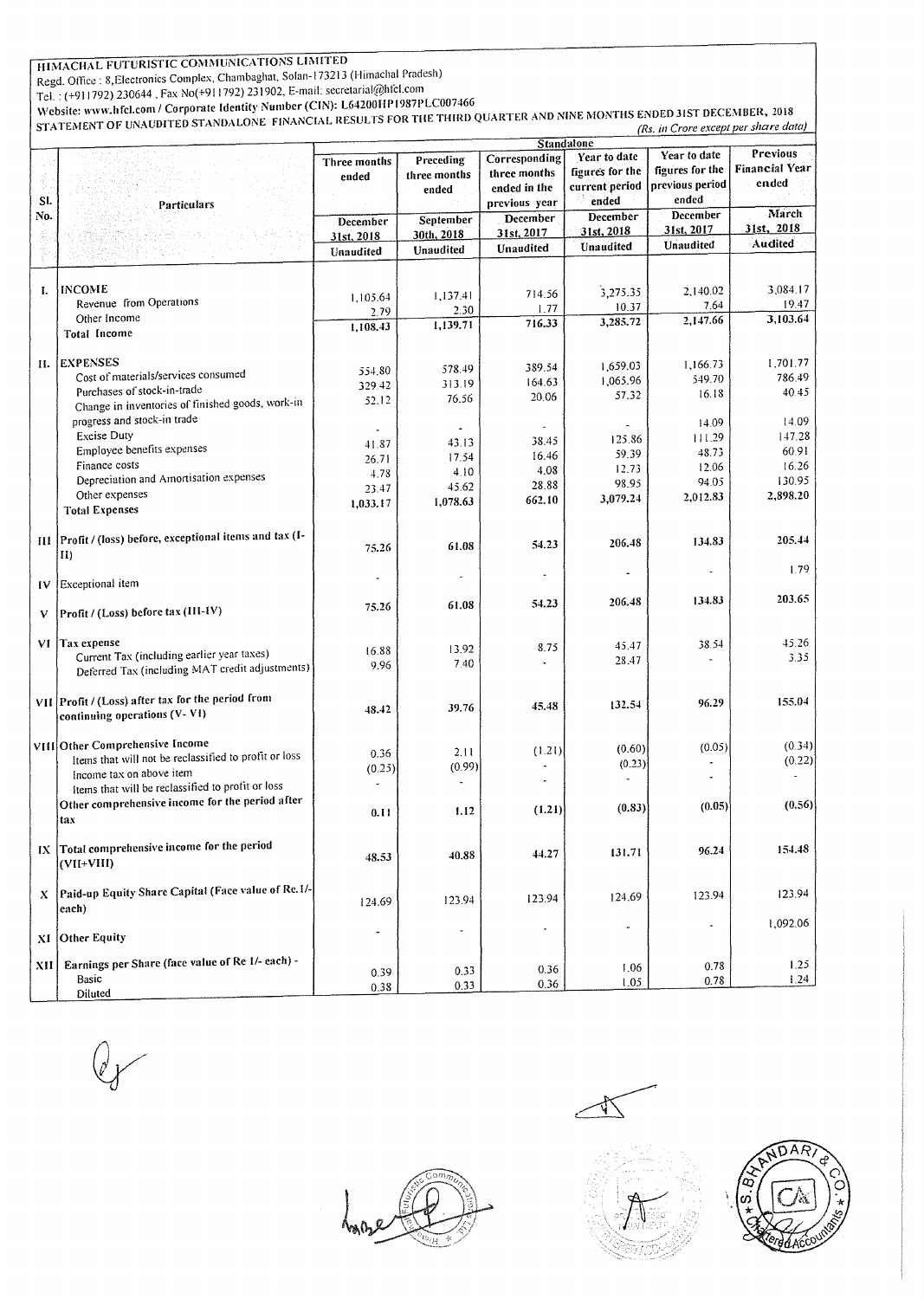HIMACHAL FUTURISTIC COMMUNICATIONS LIMITED

Regd. Office : 8,Electronics Complex, Chambaghat, Solan-173213 (Himachal Pradesh)

Tel. : (+911792) 230644 , Fax No(+911792) 231902, E-mail: secretarial@hfcl.com

Website: www.hfcl.com / Corporate Identity Number (CIN): L64200HP1987PLC007466

STATEMENT OF UNAUDITED STANDALONE FINANCIAL RESULTS FOR THE THIRD QUARTER AND NINE MONTHS ENDED 31ST DECEMBER, 2018

*(Rs. in Crore except per share data)*

| Sl. No. | Particulars | Standalone | | | | | |
|---|---|---|---|---|---|---|---|
| | | Three months ended | Preceding three months ended | Corresponding three months ended in the previous year | Year to date figures for the current period ended | Year to date figures for the previous period ended | Previous Financial Year ended |
| | | December 31st, 2018 | September 30th, 2018 | December 31st, 2017 | December 31st, 2018 | December 31st, 2017 | March 31st, 2018 |
| | | Unaudited | Unaudited | Unaudited | Unaudited | Unaudited | Audited |
| I. | **INCOME** | | | | | | |
| | Revenue from Operations | 1,105.64 | 1,137.41 | 714.56 | 3,275.35 | 2,140.02 | 3,084.17 |
| | Other Income | 2.79 | 2.30 | 1.77 | 10.37 | 7.64 | 19.47 |
| | **Total Income** | **1,108.43** | **1,139.71** | **716.33** | **3,285.72** | **2,147.66** | **3,103.64** |
| II. | **EXPENSES** | | | | | | |
| | Cost of materials/services consumed | 554.80 | 578.49 | 389.54 | 1,659.03 | 1,166.73 | 1,701.77 |
| | Purchases of stock-in-trade | 329.42 | 313.19 | 164.63 | 1,065.96 | 549.70 | 786.49 |
| | Change in inventories of finished goods, work-in progress and stock-in trade | 52.12 | 76.56 | 20.06 | 57.32 | 16.18 | 40.45 |
| | Excise Duty | - | - | - | - | 14.09 | 14.09 |
| | Employee benefits expenses | 41.87 | 43.13 | 38.45 | 125.86 | 111.29 | 147.28 |
| | Finance costs | 26.71 | 17.54 | 16.46 | 59.39 | 48.73 | 60.91 |
| | Depreciation and Amortisation expenses | 4.78 | 4.10 | 4.08 | 12.73 | 12.06 | 16.26 |
| | Other expenses | 23.47 | 45.62 | 28.88 | 98.95 | 94.05 | 130.95 |
| | **Total Expenses** | **1,033.17** | **1,078.63** | **662.10** | **3,079.24** | **2,012.83** | **2,898.20** |
| III | **Profit / (loss) before, exceptional items and tax (I-II)** | **75.26** | **61.08** | **54.23** | **206.48** | **134.83** | **205.44** |
| IV | Exceptional item | - | - | - | - | - | 1.79 |
| V | **Profit / (Loss) before tax (III-IV)** | **75.26** | **61.08** | **54.23** | **206.48** | **134.83** | **203.65** |
| VI | **Tax expense** | | | | | | |
| | Current Tax (including earlier year taxes) | 16.88 | 13.92 | 8.75 | 45.47 | 38.54 | 45.26 |
| | Deferred Tax (including MAT credit adjustments) | 9.96 | 7.40 | - | 28.47 | - | 3.35 |
| VII | **Profit / (Loss) after tax for the period from continuing operations (V- VI)** | **48.42** | **39.76** | **45.48** | **132.54** | **96.29** | **155.04** |
| VIII | **Other Comprehensive Income** | | | | | | |
| | Items that will not be reclassified to profit or loss | 0.36 | 2.11 | (1.21) | (0.60) | (0.05) | (0.34) |
| | Income tax on above item | (0.25) | (0.99) | - | (0.23) | - | (0.22) |
| | Items that will be reclassified to profit or loss | - | - | - | - | - | - |
| | **Other comprehensive income for the period after tax** | **0.11** | **1.12** | **(1.21)** | **(0.83)** | **(0.05)** | **(0.56)** |
| IX | **Total comprehensive income for the period (VII+VIII)** | **48.53** | **40.88** | **44.27** | **131.71** | **96.24** | **154.48** |
| X | **Paid-up Equity Share Capital (Face value of Re.1/- each)** | 124.69 | 123.94 | 123.94 | 124.69 | 123.94 | 123.94 |
| XI | **Other Equity** | - | - | - | - | - | 1,092.06 |
| XII | **Earnings per Share (face value of Re 1/- each) -** | | | | | | |
| | Basic | 0.39 | 0.33 | 0.36 | 1.06 | 0.78 | 1.25 |
| | Diluted | 0.38 | 0.33 | 0.36 | 1.05 | 0.78 | 1.24 |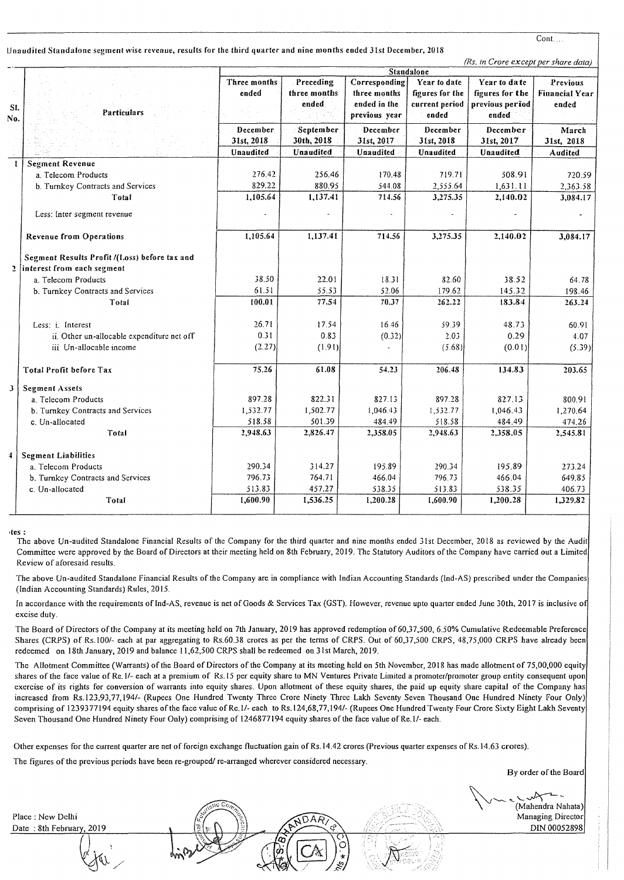Cont....

Unaudited Standalone segment wise revenue, results for the third quarter and nine months ended 31st December, 2018

*(Rs. in Crore except per share data)*

| Sl. No. | Particulars | Standalone | | | | | |
|---|---|---|---|---|---|---|---|
| | | Three months ended | Preceding three months ended | Corresponding three months ended in the previous year | Year to date figures for the current period ended | Year to date figures for the previous period ended | Previous Financial Year ended |
| | | December 31st, 2018 | September 30th, 2018 | December 31st, 2017 | December 31st, 2018 | December 31st, 2017 | March 31st, 2018 |
| | | Unaudited | Unaudited | Unaudited | Unaudited | Unaudited | Audited |
| 1 | **Segment Revenue** | | | | | | |
| | a. Telecom Products | 276.42 | 256.46 | 170.48 | 719.71 | 508.91 | 720.59 |
| | b. Turnkey Contracts and Services | 829.22 | 880.95 | 544.08 | 2,555.64 | 1,631.11 | 2,363.58 |
| | **Total** | 1,105.64 | 1,137.41 | 714.56 | 3,275.35 | 2,140.02 | 3,084.17 |
| | Less: Inter segment revenue | - | - | - | - | - | - |
| | **Revenue from Operations** | 1,105.64 | 1,137.41 | 714.56 | 3,275.35 | 2,140.02 | 3,084.17 |
| 2 | **Segment Results Profit /(Loss) before tax and interest from each segment** | | | | | | |
| | a. Telecom Products | 38.50 | 22.01 | 18.31 | 82.60 | 38.52 | 64.78 |
| | b. Turnkey Contracts and Services | 61.51 | 55.53 | 52.06 | 179.62 | 145.32 | 198.46 |
| | **Total** | 100.01 | 77.54 | 70.37 | 262.22 | 183.84 | 263.24 |
| | Less: i. Interest | 26.71 | 17.54 | 16.46 | 59.39 | 48.73 | 60.91 |
| | ii. Other un-allocable expenditure net off | 0.31 | 0.83 | (0.32) | 2.03 | 0.29 | 4.07 |
| | iii Un-allocable income | (2.27) | (1.91) | - | (5.68) | (0.01) | (5.39) |
| | **Total Profit before Tax** | 75.26 | 61.08 | 54.23 | 206.48 | 134.83 | 203.65 |
| 3 | **Segment Assets** | | | | | | |
| | a. Telecom Products | 897.28 | 822.31 | 827.13 | 897.28 | 827.13 | 800.91 |
| | b. Turnkey Contracts and Services | 1,532.77 | 1,502.77 | 1,046.43 | 1,532.77 | 1,046.43 | 1,270.64 |
| | c. Un-allocated | 518.58 | 501.39 | 484.49 | 518.58 | 484.49 | 474.26 |
| | **Total** | 2,948.63 | 2,826.47 | 2,358.05 | 2,948.63 | 2,358.05 | 2,545.81 |
| 4 | **Segment Liabilities** | | | | | | |
| | a. Telecom Products | 290.34 | 314.27 | 195.89 | 290.34 | 195.89 | 273.24 |
| | b. Turnkey Contracts and Services | 796.73 | 764.71 | 466.04 | 796.73 | 466.04 | 649.85 |
| | c. Un-allocated | 513.83 | 457.27 | 538.35 | 513.83 | 538.35 | 406.73 |
| | **Total** | 1,600.90 | 1,536.25 | 1,200.28 | 1,600.90 | 1,200.28 | 1,329.82 |

**Notes :**

The above Un-audited Standalone Financial Results of the Company for the third quarter and nine months ended 31st December, 2018 as reviewed by the Audit Committee were approved by the Board of Directors at their meeting held on 8th February, 2019. The Statutory Auditors of the Company have carried out a Limited Review of aforesaid results.

The above Un-audited Standalone Financial Results of the Company are in compliance with Indian Accounting Standards (Ind-AS) prescribed under the Companies (Indian Accounting Standards) Rules, 2015.

In accordance with the requirements of Ind-AS, revenue is net of Goods & Services Tax (GST). However, revenue upto quarter ended June 30th, 2017 is inclusive of excise duty.

The Board of Directors of the Company at its meeting held on 7th January, 2019 has approved redemption of 60,37,500, 6.50% Cumulative Redeemable Preference Shares (CRPS) of Rs.100/- each at par aggregating to Rs.60.38 crores as per the terms of CRPS. Out of 60,37,500 CRPS, 48,75,000 CRPS have already been redeemed on 18th January, 2019 and balance 11,62,500 CRPS shall be redeemed on 31st March, 2019.

The Allotment Committee (Warrants) of the Board of Directors of the Company at its meeting held on 5th November, 2018 has made allotment of 75,00,000 equity shares of the face value of Re.1/- each at a premium of Rs.15 per equity share to MN Ventures Private Limited a promoter/promoter group entity consequent upon exercise of its rights for conversion of warrants into equity shares. Upon allotment of these equity shares, the paid up equity share capital of the Company has increased from Rs.123,93,77,194/- (Rupees One Hundred Twenty Three Crore Ninety Three Lakh Seventy Seven Thousand One Hundred Ninety Four Only) comprising of 1239377194 equity shares of the face value of Re.1/- each to Rs.124,68,77,194/- (Rupees One Hundred Twenty Four Crore Sixty Eight Lakh Seventy Seven Thousand One Hundred Ninety Four Only) comprising of 1246877194 equity shares of the face value of Re.1/- each.

Other expenses for the current quarter are net of foreign exchange fluctuation gain of Rs.14.42 crores (Previous quarter expenses of Rs.14.63 crores).

The figures of the previous periods have been re-grouped/ re-arranged wherever considered necessary.

By order of the Board

(Mahendra Nahata)
Managing Director
DIN 00052898

Place : New Delhi
Date : 8th February, 2019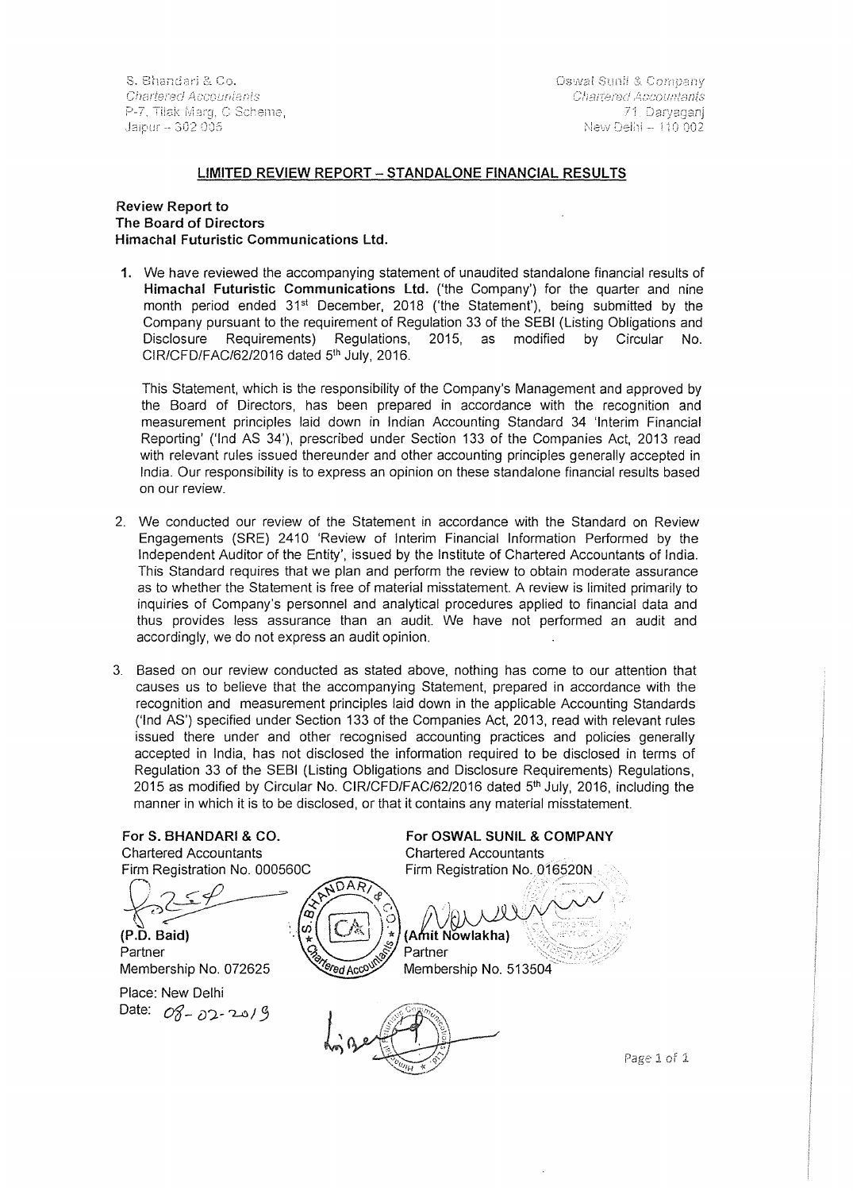S. Bhandari & Co.
*Chartered Accountants*
P-7, Tilak Marg, C Scheme,
Jaipur – 302 005

Oswal Sunil & Company
*Chartered Accountants*
71, Daryaganj
New Delhi – 110 002

## LIMITED REVIEW REPORT – STANDALONE FINANCIAL RESULTS

**Review Report to**
**The Board of Directors**
**Himachal Futuristic Communications Ltd.**

1. We have reviewed the accompanying statement of unaudited standalone financial results of **Himachal Futuristic Communications Ltd.** ('the Company') for the quarter and nine month period ended 31st December, 2018 ('the Statement'), being submitted by the Company pursuant to the requirement of Regulation 33 of the SEBI (Listing Obligations and Disclosure Requirements) Regulations, 2015, as modified by Circular No. CIR/CFD/FAC/62/2016 dated 5th July, 2016.

   This Statement, which is the responsibility of the Company's Management and approved by the Board of Directors, has been prepared in accordance with the recognition and measurement principles laid down in Indian Accounting Standard 34 'Interim Financial Reporting' ('Ind AS 34'), prescribed under Section 133 of the Companies Act, 2013 read with relevant rules issued thereunder and other accounting principles generally accepted in India. Our responsibility is to express an opinion on these standalone financial results based on our review.

2. We conducted our review of the Statement in accordance with the Standard on Review Engagements (SRE) 2410 'Review of Interim Financial Information Performed by the Independent Auditor of the Entity', issued by the Institute of Chartered Accountants of India. This Standard requires that we plan and perform the review to obtain moderate assurance as to whether the Statement is free of material misstatement. A review is limited primarily to inquiries of Company's personnel and analytical procedures applied to financial data and thus provides less assurance than an audit. We have not performed an audit and accordingly, we do not express an audit opinion.

3. Based on our review conducted as stated above, nothing has come to our attention that causes us to believe that the accompanying Statement, prepared in accordance with the recognition and measurement principles laid down in the applicable Accounting Standards ('Ind AS') specified under Section 133 of the Companies Act, 2013, read with relevant rules issued there under and other recognised accounting practices and policies generally accepted in India, has not disclosed the information required to be disclosed in terms of Regulation 33 of the SEBI (Listing Obligations and Disclosure Requirements) Regulations, 2015 as modified by Circular No. CIR/CFD/FAC/62/2016 dated 5th July, 2016, including the manner in which it is to be disclosed, or that it contains any material misstatement.

**For S. BHANDARI & CO.**
Chartered Accountants
Firm Registration No. 000560C

**(P.D. Baid)**
Partner
Membership No. 072625

Place: New Delhi
Date: 08-02-2019

**For OSWAL SUNIL & COMPANY**
Chartered Accountants
Firm Registration No. 016520N

**(Amit Nowlakha)**
Partner
Membership No. 513504